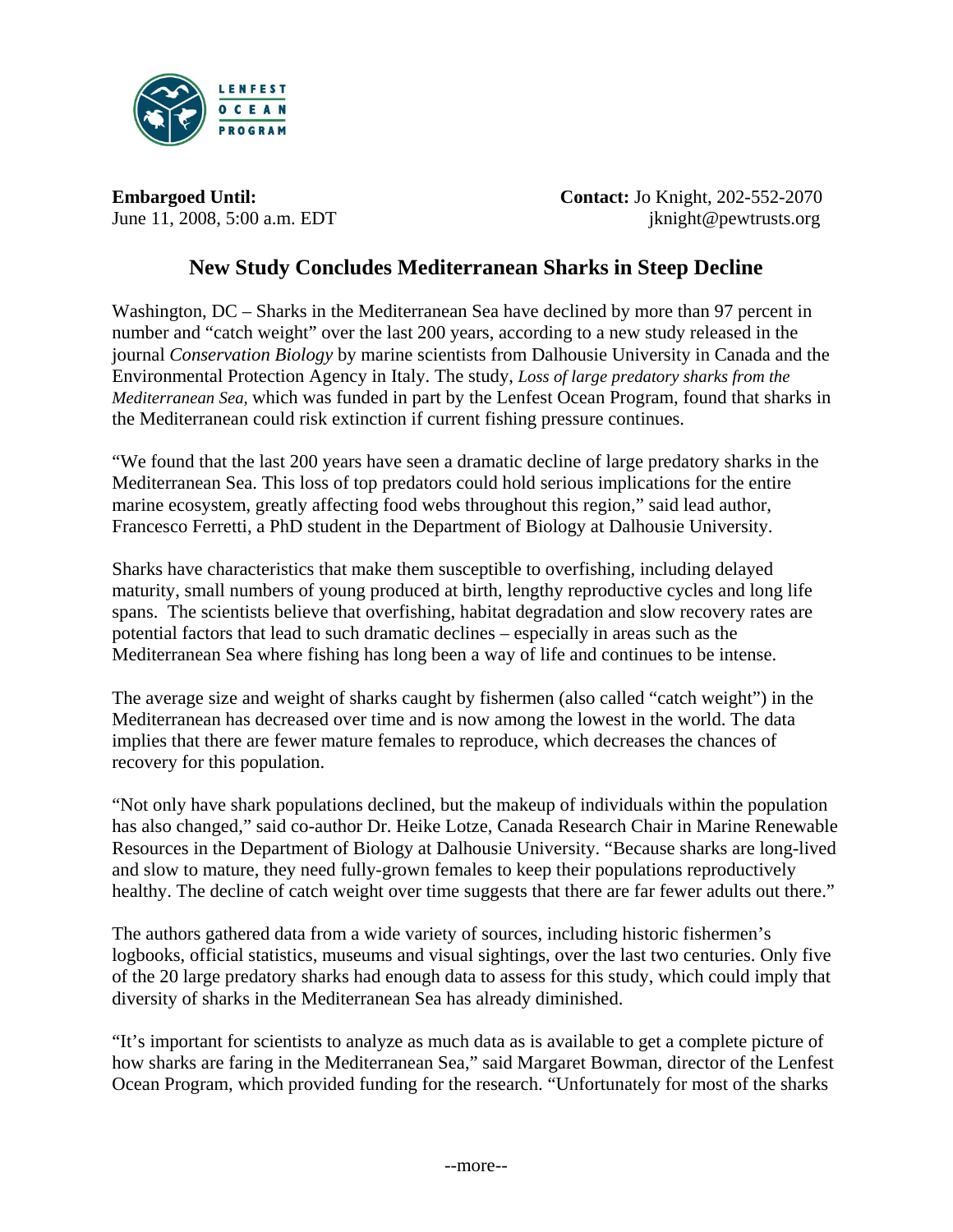LENFEST OCEAN PROGRAM

**Embargoed Until:**
June 11, 2008, 5:00 a.m. EDT

**Contact:** Jo Knight, 202-552-2070
jknight@pewtrusts.org

# New Study Concludes Mediterranean Sharks in Steep Decline

Washington, DC – Sharks in the Mediterranean Sea have declined by more than 97 percent in number and "catch weight" over the last 200 years, according to a new study released in the journal *Conservation Biology* by marine scientists from Dalhousie University in Canada and the Environmental Protection Agency in Italy. The study, *Loss of large predatory sharks from the Mediterranean Sea,* which was funded in part by the Lenfest Ocean Program, found that sharks in the Mediterranean could risk extinction if current fishing pressure continues.

"We found that the last 200 years have seen a dramatic decline of large predatory sharks in the Mediterranean Sea. This loss of top predators could hold serious implications for the entire marine ecosystem, greatly affecting food webs throughout this region," said lead author, Francesco Ferretti, a PhD student in the Department of Biology at Dalhousie University.

Sharks have characteristics that make them susceptible to overfishing, including delayed maturity, small numbers of young produced at birth, lengthy reproductive cycles and long life spans. The scientists believe that overfishing, habitat degradation and slow recovery rates are potential factors that lead to such dramatic declines – especially in areas such as the Mediterranean Sea where fishing has long been a way of life and continues to be intense.

The average size and weight of sharks caught by fishermen (also called "catch weight") in the Mediterranean has decreased over time and is now among the lowest in the world. The data implies that there are fewer mature females to reproduce, which decreases the chances of recovery for this population.

"Not only have shark populations declined, but the makeup of individuals within the population has also changed," said co-author Dr. Heike Lotze, Canada Research Chair in Marine Renewable Resources in the Department of Biology at Dalhousie University. "Because sharks are long-lived and slow to mature, they need fully-grown females to keep their populations reproductively healthy. The decline of catch weight over time suggests that there are far fewer adults out there."

The authors gathered data from a wide variety of sources, including historic fishermen's logbooks, official statistics, museums and visual sightings, over the last two centuries. Only five of the 20 large predatory sharks had enough data to assess for this study, which could imply that diversity of sharks in the Mediterranean Sea has already diminished.

"It's important for scientists to analyze as much data as is available to get a complete picture of how sharks are faring in the Mediterranean Sea," said Margaret Bowman, director of the Lenfest Ocean Program, which provided funding for the research. "Unfortunately for most of the sharks

--more--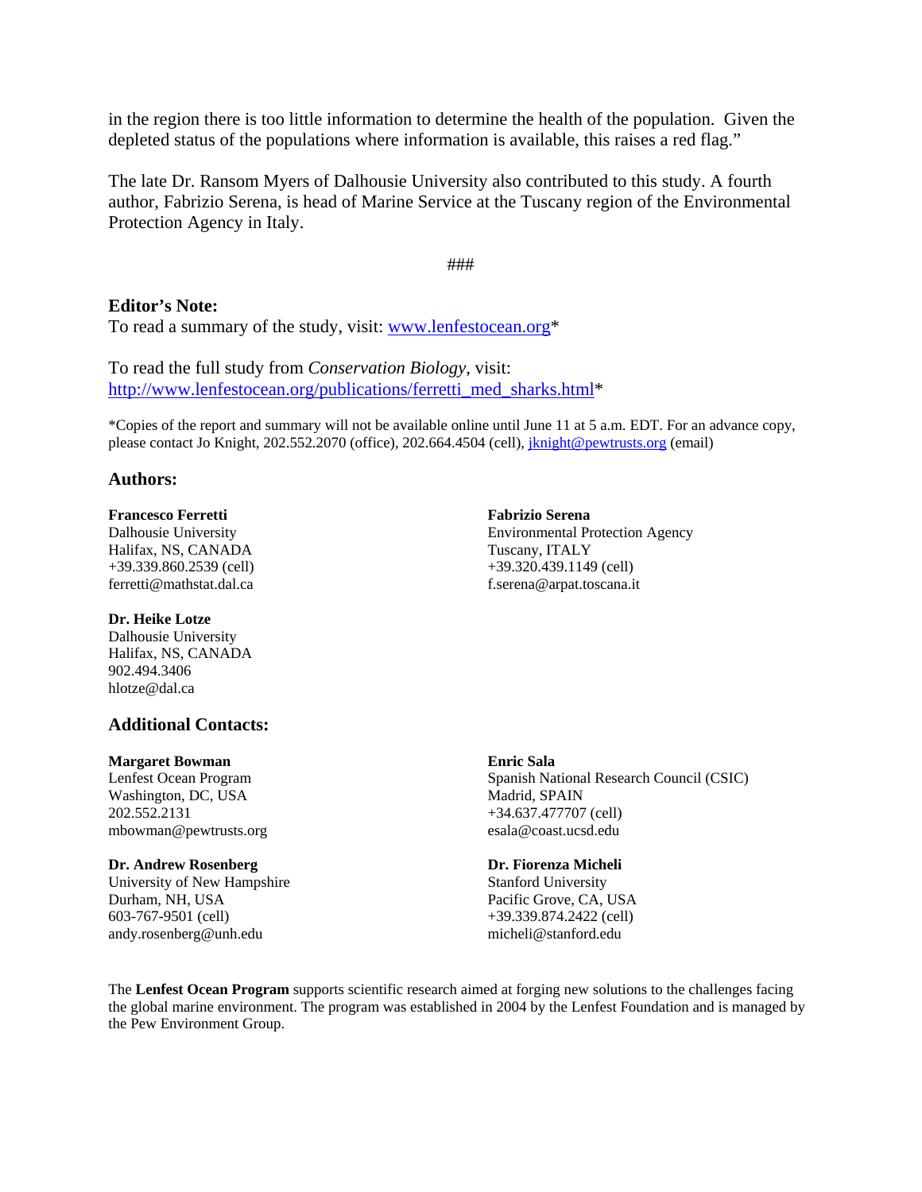in the region there is too little information to determine the health of the population. Given the depleted status of the populations where information is available, this raises a red flag."

The late Dr. Ransom Myers of Dalhousie University also contributed to this study. A fourth author, Fabrizio Serena, is head of Marine Service at the Tuscany region of the Environmental Protection Agency in Italy.

###

**Editor's Note:**

To read a summary of the study, visit: www.lenfestocean.org*

To read the full study from *Conservation Biology*, visit: http://www.lenfestocean.org/publications/ferretti_med_sharks.html*

*Copies of the report and summary will not be available online until June 11 at 5 a.m. EDT. For an advance copy, please contact Jo Knight, 202.552.2070 (office), 202.664.4504 (cell), jknight@pewtrusts.org (email)

## Authors:

**Francesco Ferretti**
Dalhousie University
Halifax, NS, CANADA
+39.339.860.2539 (cell)
ferretti@mathstat.dal.ca

**Dr. Heike Lotze**
Dalhousie University
Halifax, NS, CANADA
902.494.3406
hlotze@dal.ca

**Fabrizio Serena**
Environmental Protection Agency
Tuscany, ITALY
+39.320.439.1149 (cell)
f.serena@arpat.toscana.it

## Additional Contacts:

**Margaret Bowman**
Lenfest Ocean Program
Washington, DC, USA
202.552.2131
mbowman@pewtrusts.org

**Dr. Andrew Rosenberg**
University of New Hampshire
Durham, NH, USA
603-767-9501 (cell)
andy.rosenberg@unh.edu

**Enric Sala**
Spanish National Research Council (CSIC)
Madrid, SPAIN
+34.637.477707 (cell)
esala@coast.ucsd.edu

**Dr. Fiorenza Micheli**
Stanford University
Pacific Grove, CA, USA
+39.339.874.2422 (cell)
micheli@stanford.edu

The **Lenfest Ocean Program** supports scientific research aimed at forging new solutions to the challenges facing the global marine environment. The program was established in 2004 by the Lenfest Foundation and is managed by the Pew Environment Group.